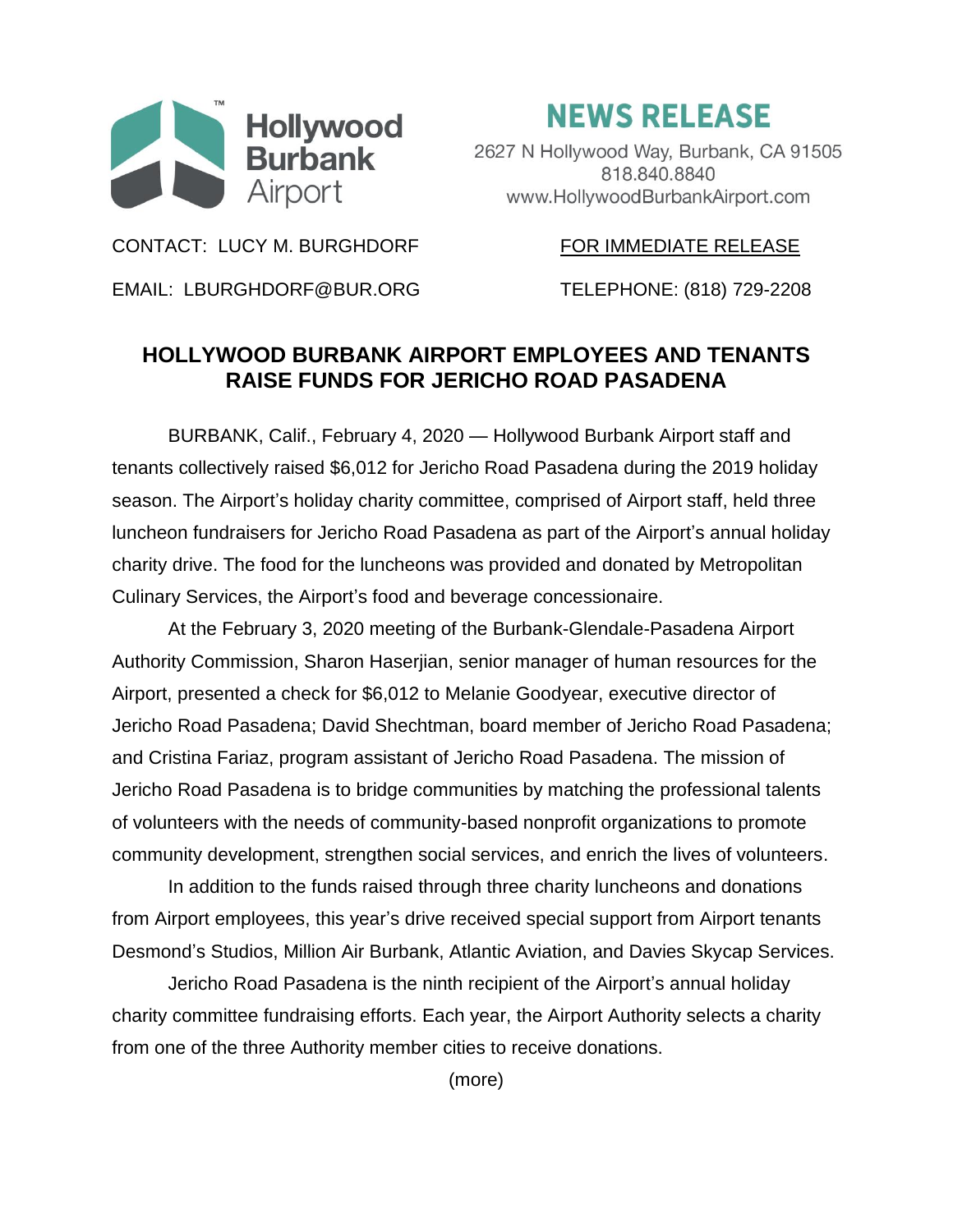Hollywood Burbank Airport

# NEWS RELEASE

2627 N Hollywood Way, Burbank, CA 91505
818.840.8840
www.HollywoodBurbankAirport.com

CONTACT: LUCY M. BURGHDORF

EMAIL: LBURGHDORF@BUR.ORG

FOR IMMEDIATE RELEASE

TELEPHONE: (818) 729-2208

## HOLLYWOOD BURBANK AIRPORT EMPLOYEES AND TENANTS RAISE FUNDS FOR JERICHO ROAD PASADENA

BURBANK, Calif., February 4, 2020 — Hollywood Burbank Airport staff and tenants collectively raised $6,012 for Jericho Road Pasadena during the 2019 holiday season. The Airport's holiday charity committee, comprised of Airport staff, held three luncheon fundraisers for Jericho Road Pasadena as part of the Airport's annual holiday charity drive. The food for the luncheons was provided and donated by Metropolitan Culinary Services, the Airport's food and beverage concessionaire.

At the February 3, 2020 meeting of the Burbank-Glendale-Pasadena Airport Authority Commission, Sharon Haserjian, senior manager of human resources for the Airport, presented a check for $6,012 to Melanie Goodyear, executive director of Jericho Road Pasadena; David Shechtman, board member of Jericho Road Pasadena; and Cristina Fariaz, program assistant of Jericho Road Pasadena. The mission of Jericho Road Pasadena is to bridge communities by matching the professional talents of volunteers with the needs of community-based nonprofit organizations to promote community development, strengthen social services, and enrich the lives of volunteers.

In addition to the funds raised through three charity luncheons and donations from Airport employees, this year's drive received special support from Airport tenants Desmond's Studios, Million Air Burbank, Atlantic Aviation, and Davies Skycap Services.

Jericho Road Pasadena is the ninth recipient of the Airport's annual holiday charity committee fundraising efforts. Each year, the Airport Authority selects a charity from one of the three Authority member cities to receive donations.

(more)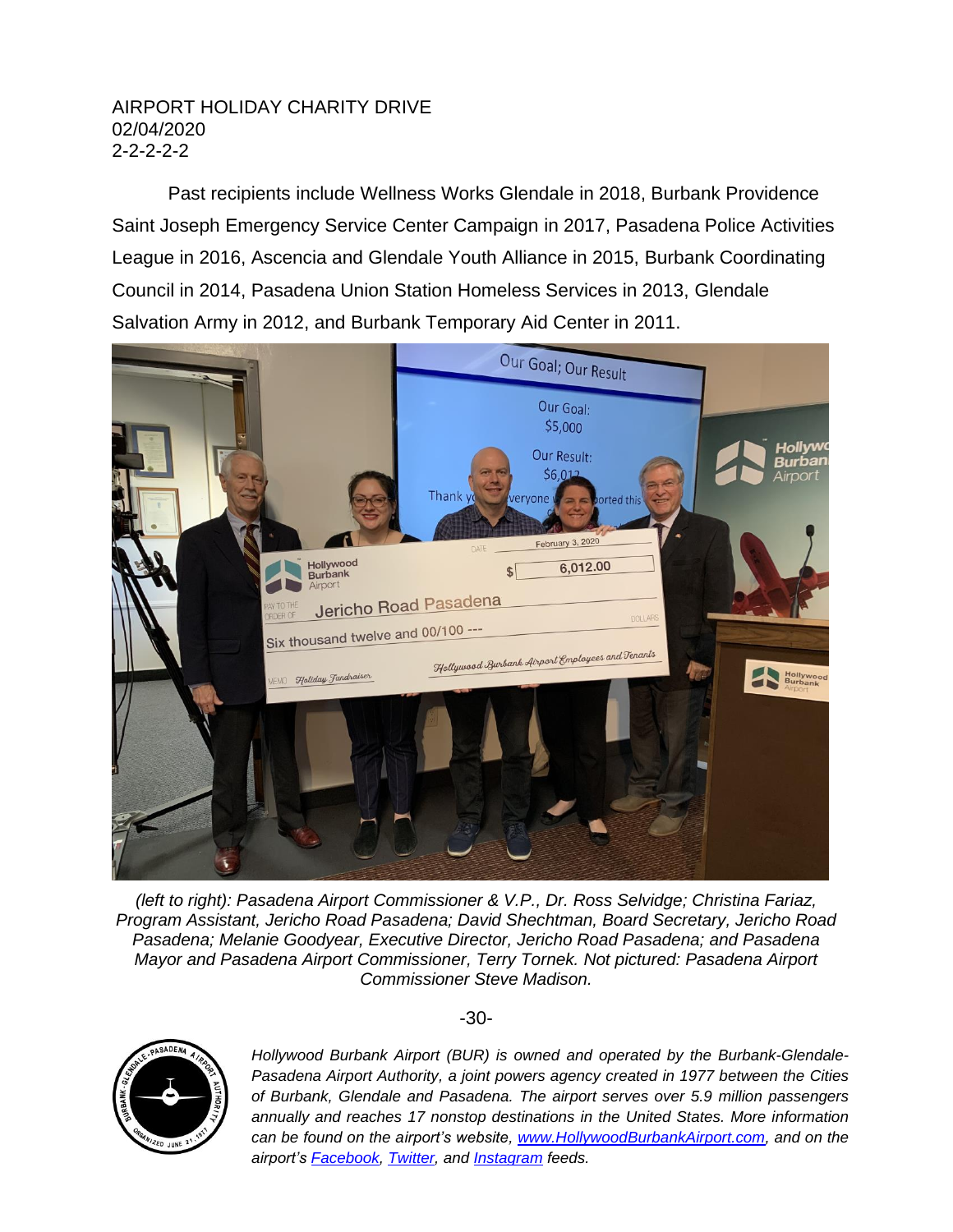AIRPORT HOLIDAY CHARITY DRIVE
02/04/2020
2-2-2-2-2

Past recipients include Wellness Works Glendale in 2018, Burbank Providence Saint Joseph Emergency Service Center Campaign in 2017, Pasadena Police Activities League in 2016, Ascencia and Glendale Youth Alliance in 2015, Burbank Coordinating Council in 2014, Pasadena Union Station Homeless Services in 2013, Glendale Salvation Army in 2012, and Burbank Temporary Aid Center in 2011.

*(left to right): Pasadena Airport Commissioner & V.P., Dr. Ross Selvidge; Christina Fariaz, Program Assistant, Jericho Road Pasadena; David Shechtman, Board Secretary, Jericho Road Pasadena; Melanie Goodyear, Executive Director, Jericho Road Pasadena; and Pasadena Mayor and Pasadena Airport Commissioner, Terry Tornek. Not pictured: Pasadena Airport Commissioner Steve Madison.*

-30-

*Hollywood Burbank Airport (BUR) is owned and operated by the Burbank-Glendale-Pasadena Airport Authority, a joint powers agency created in 1977 between the Cities of Burbank, Glendale and Pasadena. The airport serves over 5.9 million passengers annually and reaches 17 nonstop destinations in the United States. More information can be found on the airport's website, [www.HollywoodBurbankAirport.com](http://www.HollywoodBurbankAirport.com), and on the airport's Facebook, Twitter, and Instagram feeds.*